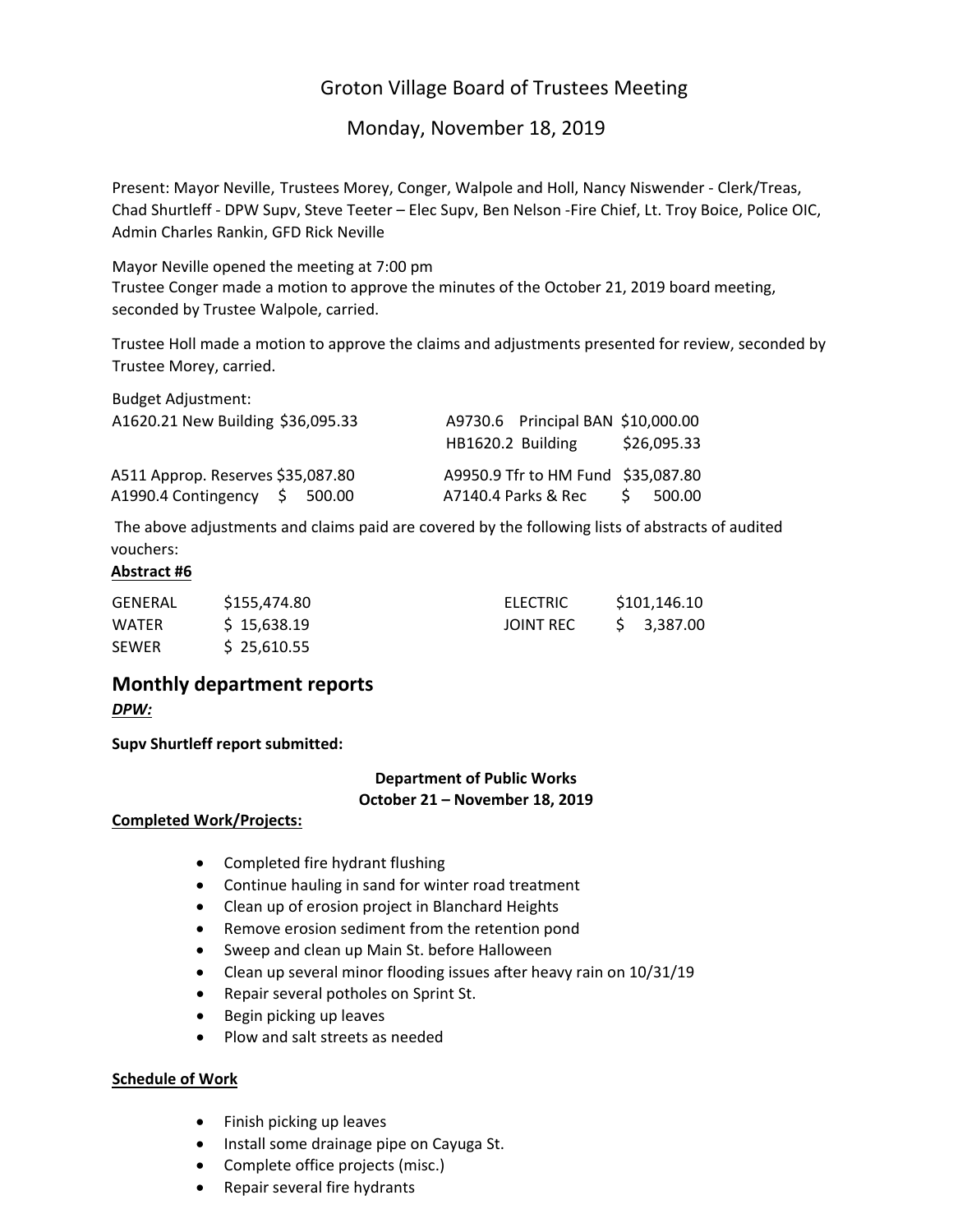# Groton Village Board of Trustees Meeting

## Monday, November 18, 2019

Present: Mayor Neville, Trustees Morey, Conger, Walpole and Holl, Nancy Niswender - Clerk/Treas, Chad Shurtleff - DPW Supv, Steve Teeter – Elec Supv, Ben Nelson -Fire Chief, Lt. Troy Boice, Police OIC, Admin Charles Rankin, GFD Rick Neville

Mayor Neville opened the meeting at 7:00 pm
Trustee Conger made a motion to approve the minutes of the October 21, 2019 board meeting, seconded by Trustee Walpole, carried.

Trustee Holl made a motion to approve the claims and adjustments presented for review, seconded by Trustee Morey, carried.

Budget Adjustment:

| | | | |
|---|---|---|---|
| A1620.21 New Building | $36,095.33 | A9730.6 Principal BAN | $10,000.00 |
| | | HB1620.2 Building | $26,095.33 |
| A511 Approp. Reserves | $35,087.80 | A9950.9 Tfr to HM Fund | $35,087.80 |
| A1990.4 Contingency | $ 500.00 | A7140.4 Parks & Rec | $ 500.00 |

The above adjustments and claims paid are covered by the following lists of abstracts of audited vouchers:

**Abstract #6**

| | | | |
|---|---|---|---|
| GENERAL | $155,474.80 | ELECTRIC | $101,146.10 |
| WATER | $ 15,638.19 | JOINT REC | $ 3,387.00 |
| SEWER | $ 25,610.55 | | |

## Monthly department reports

***DPW:***

**Supv Shurtleff report submitted:**

**Department of Public Works**
**October 21 – November 18, 2019**

**Completed Work/Projects:**

- Completed fire hydrant flushing
- Continue hauling in sand for winter road treatment
- Clean up of erosion project in Blanchard Heights
- Remove erosion sediment from the retention pond
- Sweep and clean up Main St. before Halloween
- Clean up several minor flooding issues after heavy rain on 10/31/19
- Repair several potholes on Sprint St.
- Begin picking up leaves
- Plow and salt streets as needed

**Schedule of Work**

- Finish picking up leaves
- Install some drainage pipe on Cayuga St.
- Complete office projects (misc.)
- Repair several fire hydrants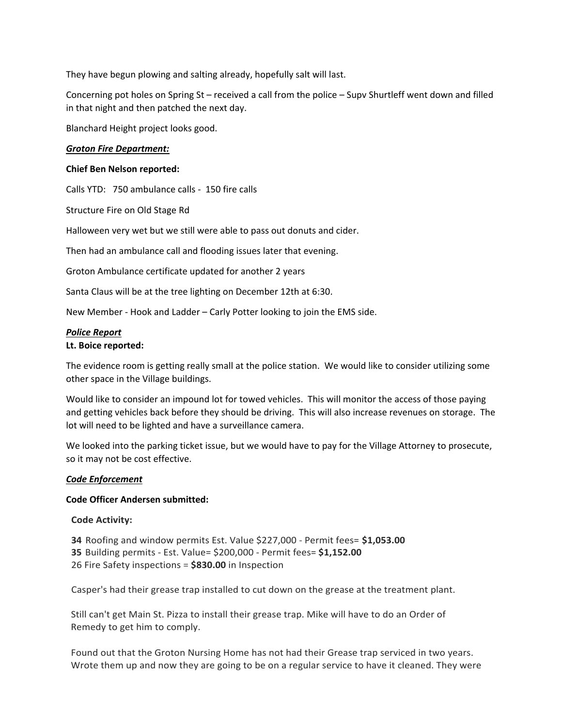They have begun plowing and salting already, hopefully salt will last.

Concerning pot holes on Spring St – received a call from the police – Supv Shurtleff went down and filled in that night and then patched the next day.

Blanchard Height project looks good.

***Groton Fire Department:***

**Chief Ben Nelson reported:**

Calls YTD: 750 ambulance calls - 150 fire calls

Structure Fire on Old Stage Rd

Halloween very wet but we still were able to pass out donuts and cider.

Then had an ambulance call and flooding issues later that evening.

Groton Ambulance certificate updated for another 2 years

Santa Claus will be at the tree lighting on December 12th at 6:30.

New Member - Hook and Ladder – Carly Potter looking to join the EMS side.

***Police Report***

**Lt. Boice reported:**

The evidence room is getting really small at the police station. We would like to consider utilizing some other space in the Village buildings.

Would like to consider an impound lot for towed vehicles. This will monitor the access of those paying and getting vehicles back before they should be driving. This will also increase revenues on storage. The lot will need to be lighted and have a surveillance camera.

We looked into the parking ticket issue, but we would have to pay for the Village Attorney to prosecute, so it may not be cost effective.

***Code Enforcement***

**Code Officer Andersen submitted:**

**Code Activity:**

**34** Roofing and window permits Est. Value $227,000 - Permit fees= **$1,053.00**
**35** Building permits - Est. Value= $200,000 - Permit fees= **$1,152.00**
26 Fire Safety inspections = **$830.00** in Inspection

Casper's had their grease trap installed to cut down on the grease at the treatment plant.

Still can't get Main St. Pizza to install their grease trap. Mike will have to do an Order of Remedy to get him to comply.

Found out that the Groton Nursing Home has not had their Grease trap serviced in two years. Wrote them up and now they are going to be on a regular service to have it cleaned. They were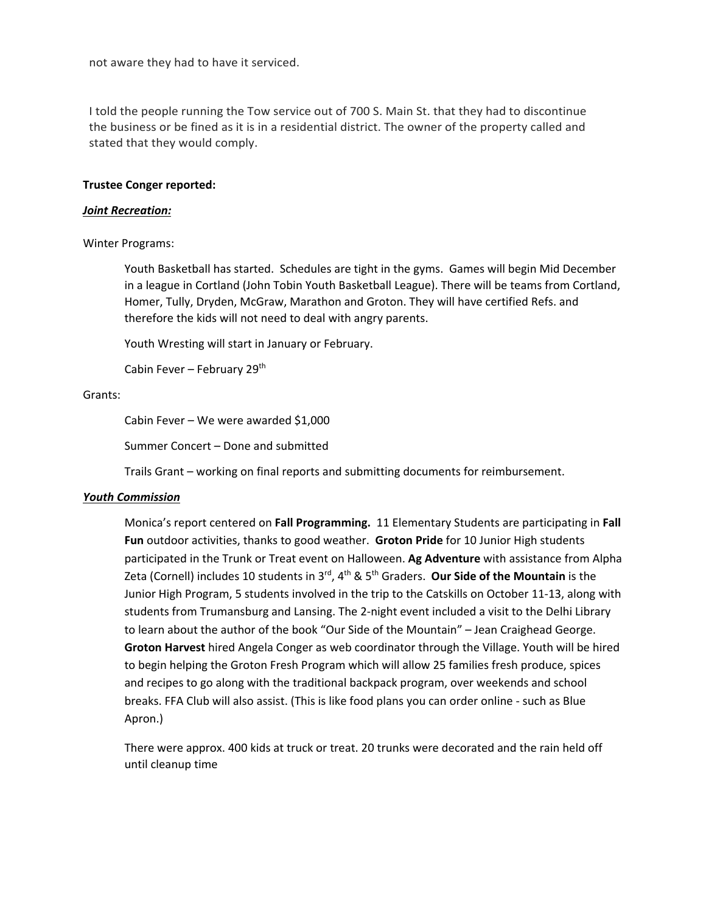not aware they had to have it serviced.

I told the people running the Tow service out of 700 S. Main St. that they had to discontinue the business or be fined as it is in a residential district. The owner of the property called and stated that they would comply.

**Trustee Conger reported:**

***Joint Recreation:***

Winter Programs:

> Youth Basketball has started. Schedules are tight in the gyms. Games will begin Mid December in a league in Cortland (John Tobin Youth Basketball League). There will be teams from Cortland, Homer, Tully, Dryden, McGraw, Marathon and Groton. They will have certified Refs. and therefore the kids will not need to deal with angry parents.
>
> Youth Wresting will start in January or February.
>
> Cabin Fever – February 29th

Grants:

> Cabin Fever – We were awarded $1,000
>
> Summer Concert – Done and submitted
>
> Trails Grant – working on final reports and submitting documents for reimbursement.

***Youth Commission***

> Monica's report centered on **Fall Programming.** 11 Elementary Students are participating in **Fall Fun** outdoor activities, thanks to good weather. **Groton Pride** for 10 Junior High students participated in the Trunk or Treat event on Halloween. **Ag Adventure** with assistance from Alpha Zeta (Cornell) includes 10 students in 3rd, 4th & 5th Graders. **Our Side of the Mountain** is the Junior High Program, 5 students involved in the trip to the Catskills on October 11-13, along with students from Trumansburg and Lansing. The 2-night event included a visit to the Delhi Library to learn about the author of the book "Our Side of the Mountain" – Jean Craighead George. **Groton Harvest** hired Angela Conger as web coordinator through the Village. Youth will be hired to begin helping the Groton Fresh Program which will allow 25 families fresh produce, spices and recipes to go along with the traditional backpack program, over weekends and school breaks. FFA Club will also assist. (This is like food plans you can order online - such as Blue Apron.)
>
> There were approx. 400 kids at truck or treat. 20 trunks were decorated and the rain held off until cleanup time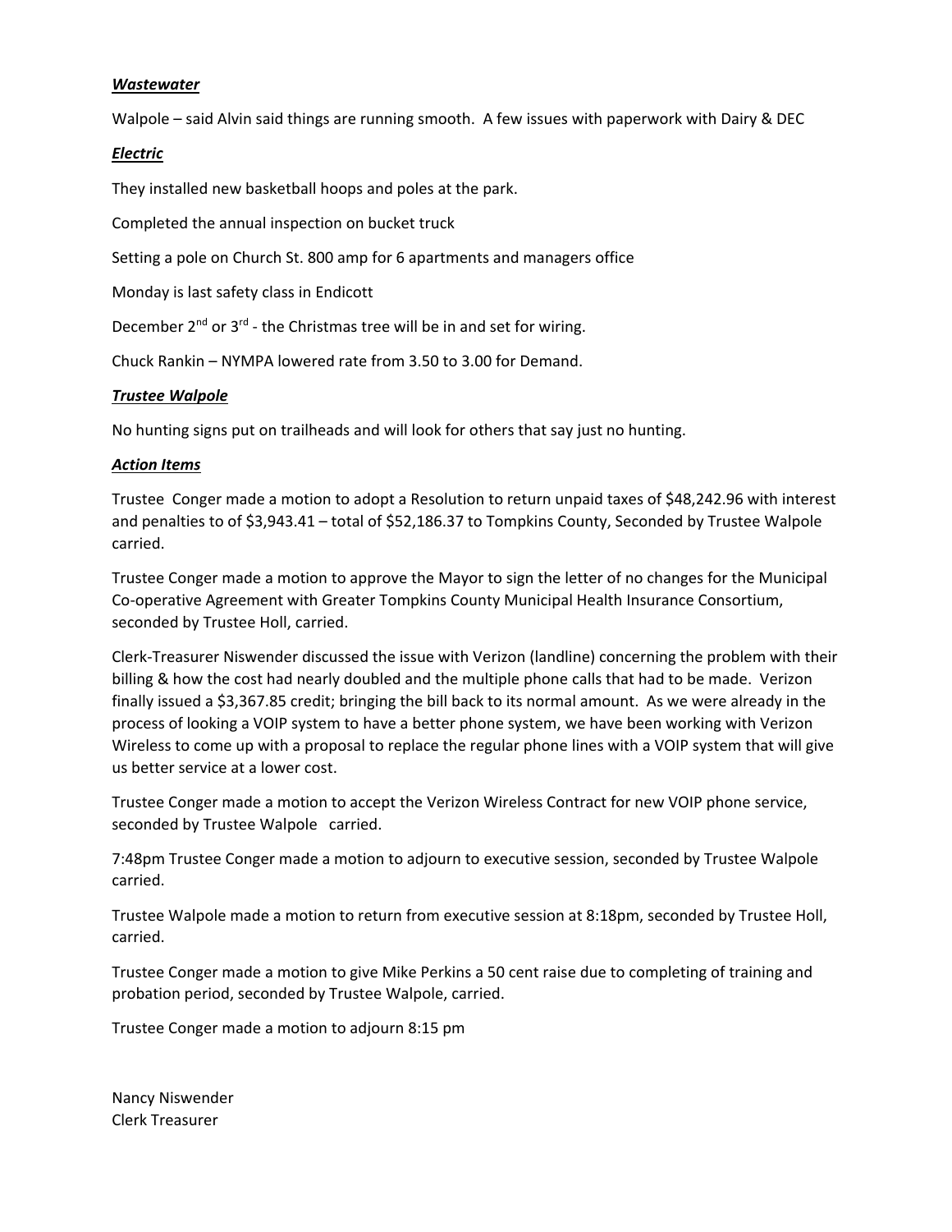***Wastewater***

Walpole – said Alvin said things are running smooth. A few issues with paperwork with Dairy & DEC

***Electric***

They installed new basketball hoops and poles at the park.

Completed the annual inspection on bucket truck

Setting a pole on Church St. 800 amp for 6 apartments and managers office

Monday is last safety class in Endicott

December 2nd or 3rd - the Christmas tree will be in and set for wiring.

Chuck Rankin – NYMPA lowered rate from 3.50 to 3.00 for Demand.

***Trustee Walpole***

No hunting signs put on trailheads and will look for others that say just no hunting.

***Action Items***

Trustee Conger made a motion to adopt a Resolution to return unpaid taxes of $48,242.96 with interest and penalties to of $3,943.41 – total of $52,186.37 to Tompkins County, Seconded by Trustee Walpole carried.

Trustee Conger made a motion to approve the Mayor to sign the letter of no changes for the Municipal Co-operative Agreement with Greater Tompkins County Municipal Health Insurance Consortium, seconded by Trustee Holl, carried.

Clerk-Treasurer Niswender discussed the issue with Verizon (landline) concerning the problem with their billing & how the cost had nearly doubled and the multiple phone calls that had to be made. Verizon finally issued a $3,367.85 credit; bringing the bill back to its normal amount. As we were already in the process of looking a VOIP system to have a better phone system, we have been working with Verizon Wireless to come up with a proposal to replace the regular phone lines with a VOIP system that will give us better service at a lower cost.

Trustee Conger made a motion to accept the Verizon Wireless Contract for new VOIP phone service, seconded by Trustee Walpole carried.

7:48pm Trustee Conger made a motion to adjourn to executive session, seconded by Trustee Walpole carried.

Trustee Walpole made a motion to return from executive session at 8:18pm, seconded by Trustee Holl, carried.

Trustee Conger made a motion to give Mike Perkins a 50 cent raise due to completing of training and probation period, seconded by Trustee Walpole, carried.

Trustee Conger made a motion to adjourn 8:15 pm

Nancy Niswender
Clerk Treasurer